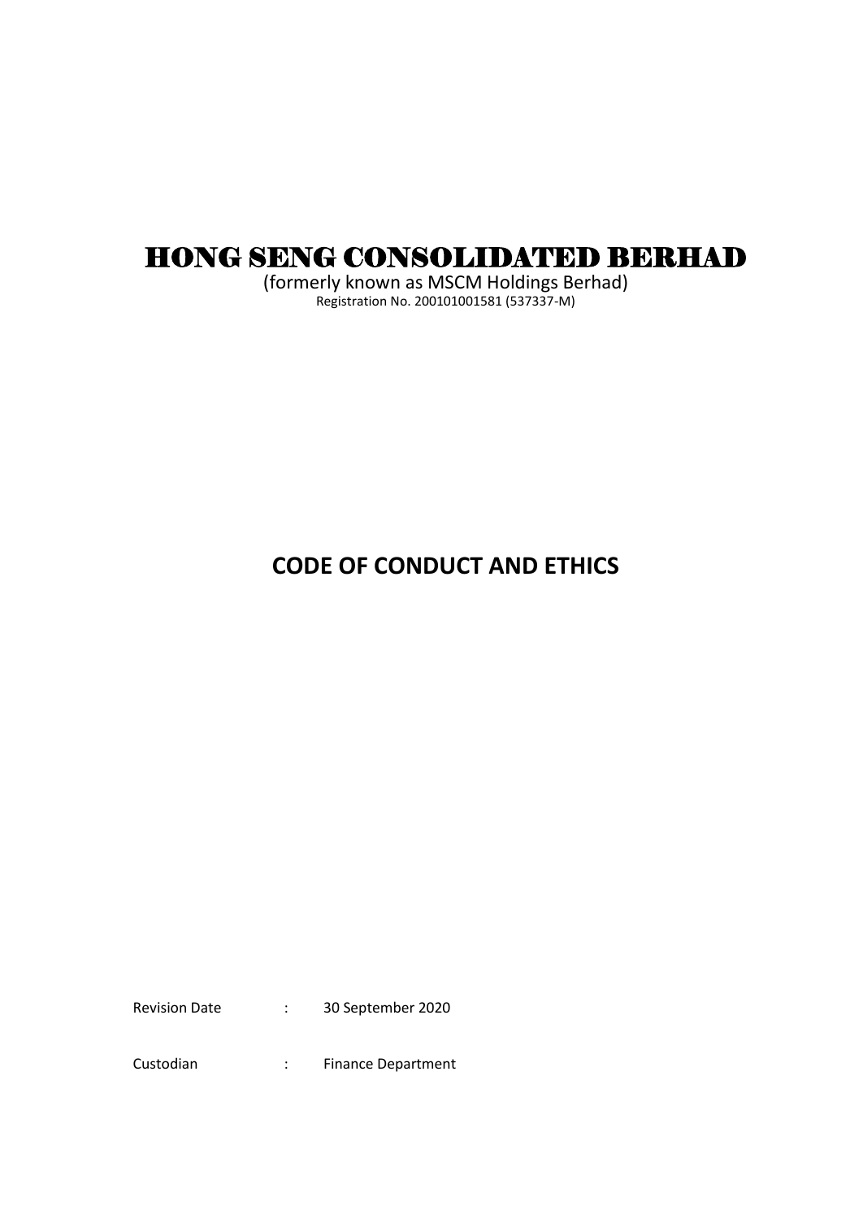# HONG SENG CONSOLIDATED BERHAD

(formerly known as MSCM Holdings Berhad)

Registration No. 200101001581 (537337-M)

## CODE OF CONDUCT AND ETHICS

Revision Date : 30 September 2020

Custodian : Finance Department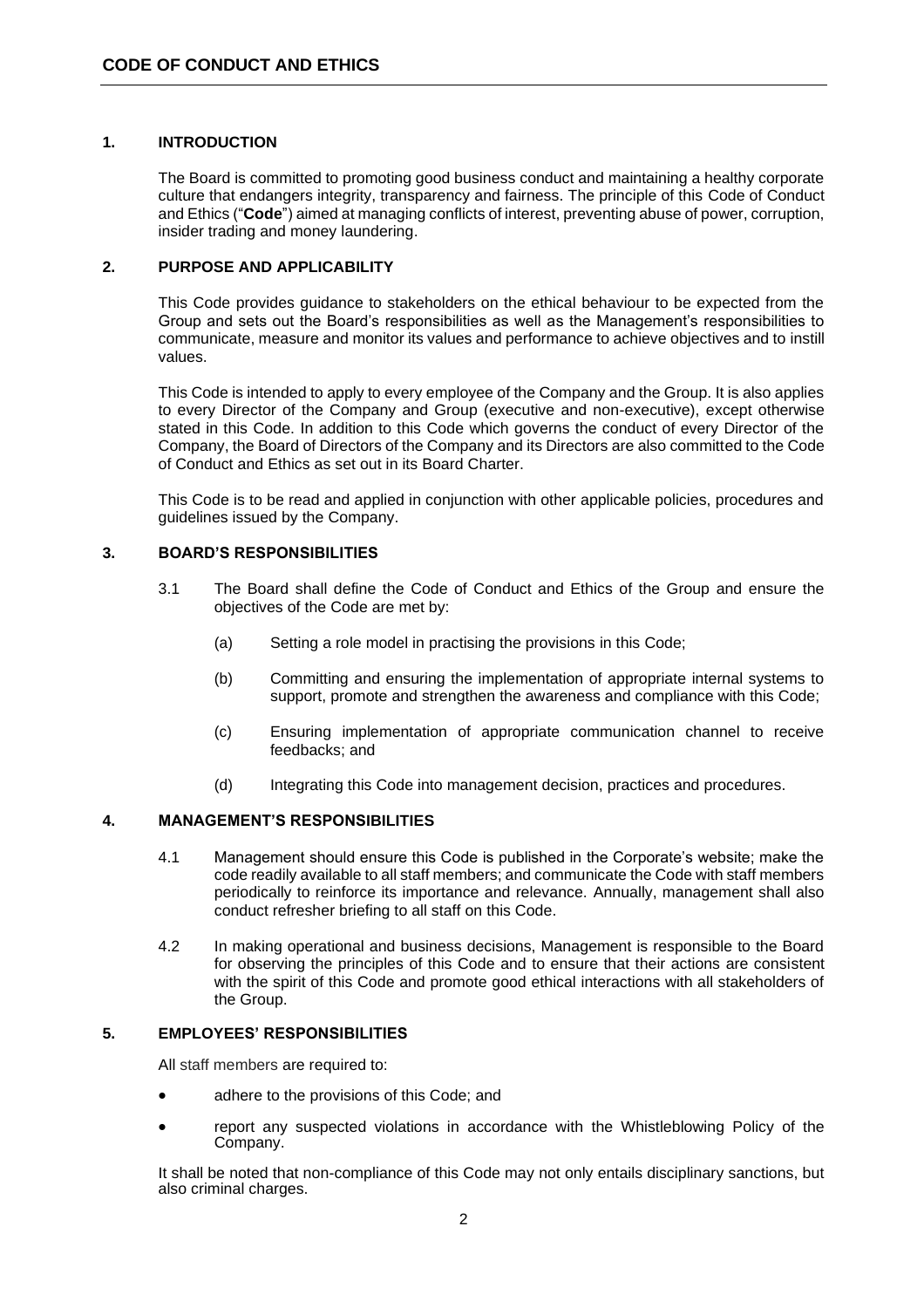# CODE OF CONDUCT AND ETHICS

## 1. INTRODUCTION

The Board is committed to promoting good business conduct and maintaining a healthy corporate culture that endangers integrity, transparency and fairness. The principle of this Code of Conduct and Ethics ("**Code**") aimed at managing conflicts of interest, preventing abuse of power, corruption, insider trading and money laundering.

## 2. PURPOSE AND APPLICABILITY

This Code provides guidance to stakeholders on the ethical behaviour to be expected from the Group and sets out the Board's responsibilities as well as the Management's responsibilities to communicate, measure and monitor its values and performance to achieve objectives and to instill values.

This Code is intended to apply to every employee of the Company and the Group. It is also applies to every Director of the Company and Group (executive and non-executive), except otherwise stated in this Code. In addition to this Code which governs the conduct of every Director of the Company, the Board of Directors of the Company and its Directors are also committed to the Code of Conduct and Ethics as set out in its Board Charter.

This Code is to be read and applied in conjunction with other applicable policies, procedures and guidelines issued by the Company.

## 3. BOARD'S RESPONSIBILITIES

3.1 The Board shall define the Code of Conduct and Ethics of the Group and ensure the objectives of the Code are met by:

(a) Setting a role model in practising the provisions in this Code;

(b) Committing and ensuring the implementation of appropriate internal systems to support, promote and strengthen the awareness and compliance with this Code;

(c) Ensuring implementation of appropriate communication channel to receive feedbacks; and

(d) Integrating this Code into management decision, practices and procedures.

## 4. MANAGEMENT'S RESPONSIBILITIES

4.1 Management should ensure this Code is published in the Corporate's website; make the code readily available to all staff members; and communicate the Code with staff members periodically to reinforce its importance and relevance. Annually, management shall also conduct refresher briefing to all staff on this Code.

4.2 In making operational and business decisions, Management is responsible to the Board for observing the principles of this Code and to ensure that their actions are consistent with the spirit of this Code and promote good ethical interactions with all stakeholders of the Group.

## 5. EMPLOYEES' RESPONSIBILITIES

All staff members are required to:

- adhere to the provisions of this Code; and
- report any suspected violations in accordance with the Whistleblowing Policy of the Company.

It shall be noted that non-compliance of this Code may not only entails disciplinary sanctions, but also criminal charges.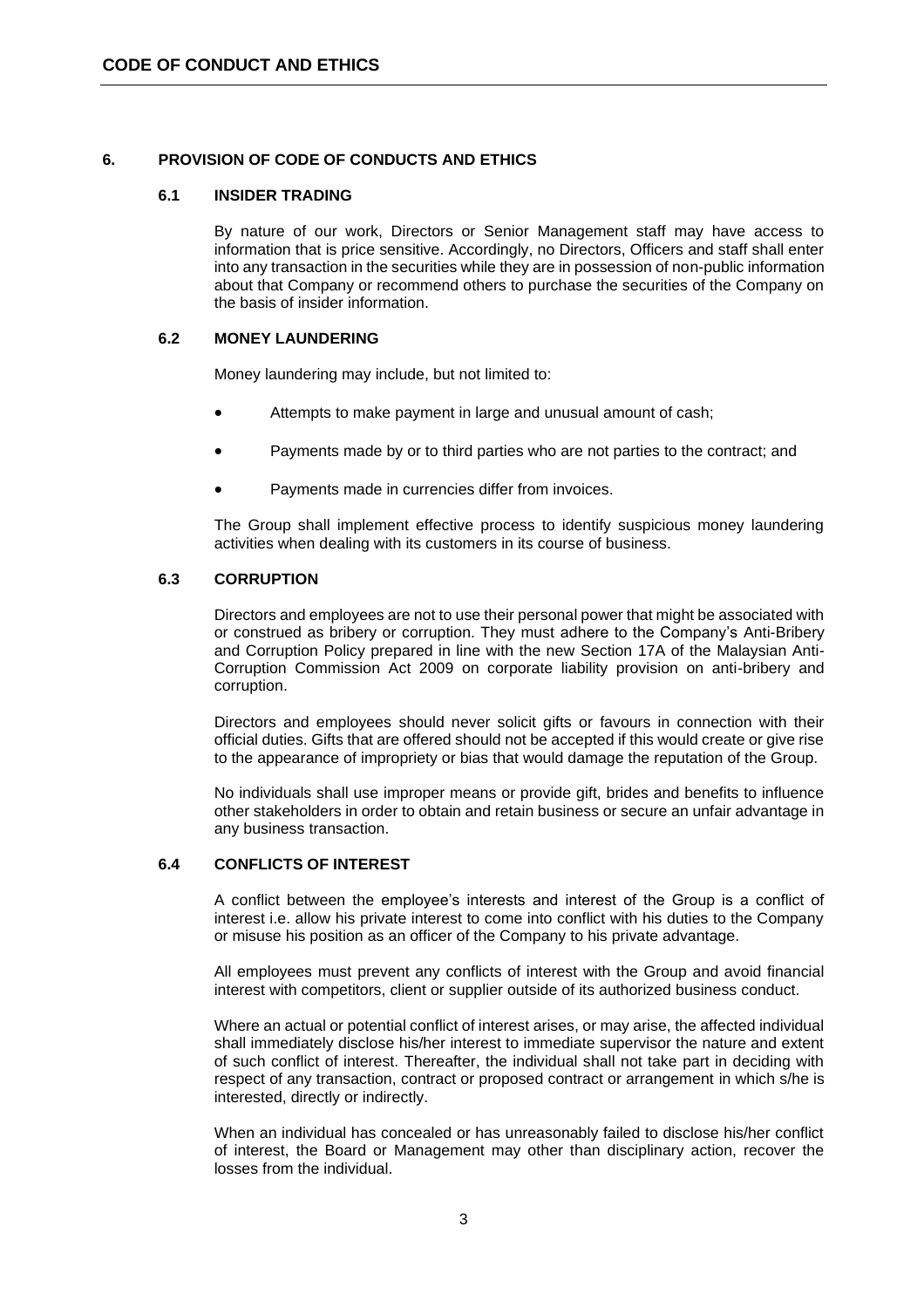## 6. PROVISION OF CODE OF CONDUCTS AND ETHICS

### 6.1 INSIDER TRADING

By nature of our work, Directors or Senior Management staff may have access to information that is price sensitive. Accordingly, no Directors, Officers and staff shall enter into any transaction in the securities while they are in possession of non-public information about that Company or recommend others to purchase the securities of the Company on the basis of insider information.

### 6.2 MONEY LAUNDERING

Money laundering may include, but not limited to:

- Attempts to make payment in large and unusual amount of cash;
- Payments made by or to third parties who are not parties to the contract; and
- Payments made in currencies differ from invoices.

The Group shall implement effective process to identify suspicious money laundering activities when dealing with its customers in its course of business.

### 6.3 CORRUPTION

Directors and employees are not to use their personal power that might be associated with or construed as bribery or corruption. They must adhere to the Company's Anti-Bribery and Corruption Policy prepared in line with the new Section 17A of the Malaysian Anti-Corruption Commission Act 2009 on corporate liability provision on anti-bribery and corruption.

Directors and employees should never solicit gifts or favours in connection with their official duties. Gifts that are offered should not be accepted if this would create or give rise to the appearance of impropriety or bias that would damage the reputation of the Group.

No individuals shall use improper means or provide gift, brides and benefits to influence other stakeholders in order to obtain and retain business or secure an unfair advantage in any business transaction.

### 6.4 CONFLICTS OF INTEREST

A conflict between the employee's interests and interest of the Group is a conflict of interest i.e. allow his private interest to come into conflict with his duties to the Company or misuse his position as an officer of the Company to his private advantage.

All employees must prevent any conflicts of interest with the Group and avoid financial interest with competitors, client or supplier outside of its authorized business conduct.

Where an actual or potential conflict of interest arises, or may arise, the affected individual shall immediately disclose his/her interest to immediate supervisor the nature and extent of such conflict of interest. Thereafter, the individual shall not take part in deciding with respect of any transaction, contract or proposed contract or arrangement in which s/he is interested, directly or indirectly.

When an individual has concealed or has unreasonably failed to disclose his/her conflict of interest, the Board or Management may other than disciplinary action, recover the losses from the individual.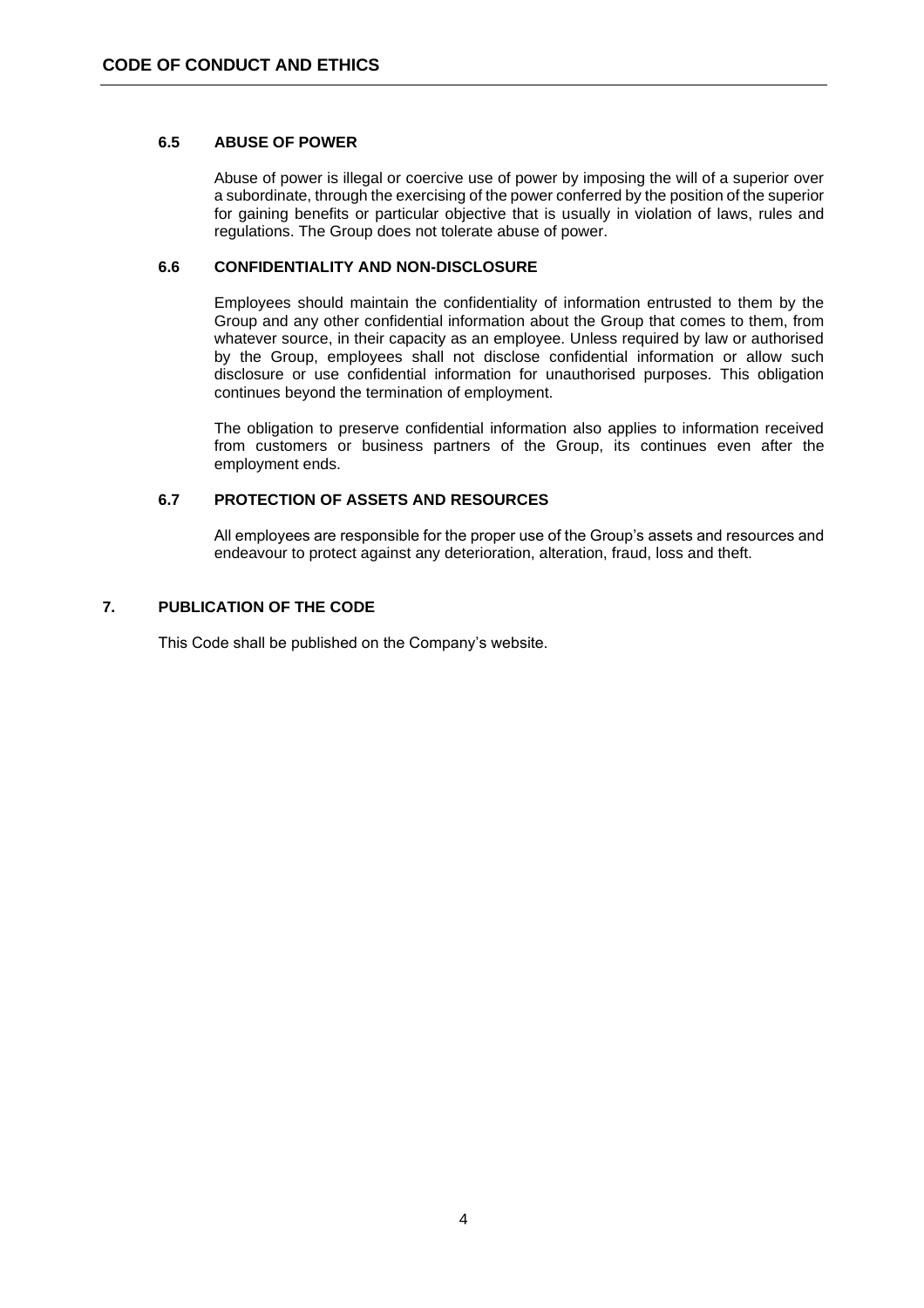### 6.5 ABUSE OF POWER

Abuse of power is illegal or coercive use of power by imposing the will of a superior over a subordinate, through the exercising of the power conferred by the position of the superior for gaining benefits or particular objective that is usually in violation of laws, rules and regulations. The Group does not tolerate abuse of power.

### 6.6 CONFIDENTIALITY AND NON-DISCLOSURE

Employees should maintain the confidentiality of information entrusted to them by the Group and any other confidential information about the Group that comes to them, from whatever source, in their capacity as an employee. Unless required by law or authorised by the Group, employees shall not disclose confidential information or allow such disclosure or use confidential information for unauthorised purposes. This obligation continues beyond the termination of employment.

The obligation to preserve confidential information also applies to information received from customers or business partners of the Group, its continues even after the employment ends.

### 6.7 PROTECTION OF ASSETS AND RESOURCES

All employees are responsible for the proper use of the Group's assets and resources and endeavour to protect against any deterioration, alteration, fraud, loss and theft.

## 7. PUBLICATION OF THE CODE

This Code shall be published on the Company's website.